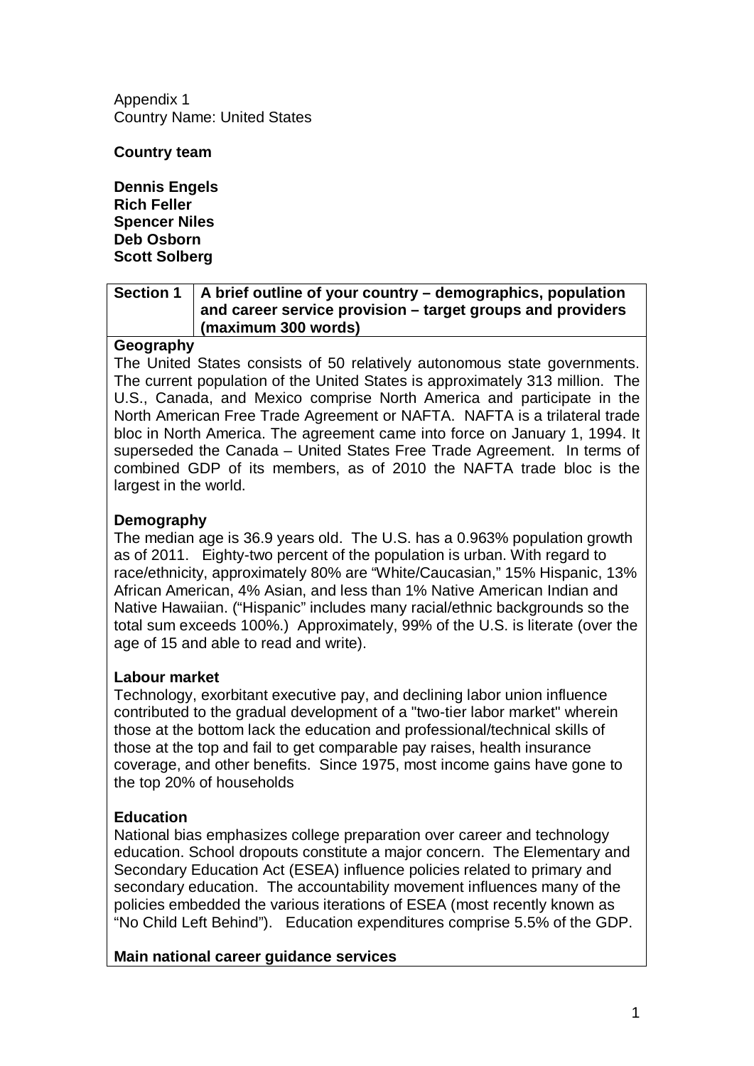Appendix 1
Country Name: United States

**Country team**

**Dennis Engels**
**Rich Feller**
**Spencer Niles**
**Deb Osborn**
**Scott Solberg**

| **Section 1** | **A brief outline of your country – demographics, population and career service provision – target groups and providers (maximum 300 words)** |
|---|---|

**Geography**

The United States consists of 50 relatively autonomous state governments. The current population of the United States is approximately 313 million. The U.S., Canada, and Mexico comprise North America and participate in the North American Free Trade Agreement or NAFTA. NAFTA is a trilateral trade bloc in North America. The agreement came into force on January 1, 1994. It superseded the Canada – United States Free Trade Agreement. In terms of combined GDP of its members, as of 2010 the NAFTA trade bloc is the largest in the world.

**Demography**

The median age is 36.9 years old. The U.S. has a 0.963% population growth as of 2011. Eighty-two percent of the population is urban. With regard to race/ethnicity, approximately 80% are "White/Caucasian," 15% Hispanic, 13% African American, 4% Asian, and less than 1% Native American Indian and Native Hawaiian. ("Hispanic" includes many racial/ethnic backgrounds so the total sum exceeds 100%.) Approximately, 99% of the U.S. is literate (over the age of 15 and able to read and write).

**Labour market**

Technology, exorbitant executive pay, and declining labor union influence contributed to the gradual development of a "two-tier labor market" wherein those at the bottom lack the education and professional/technical skills of those at the top and fail to get comparable pay raises, health insurance coverage, and other benefits. Since 1975, most income gains have gone to the top 20% of households

**Education**

National bias emphasizes college preparation over career and technology education. School dropouts constitute a major concern. The Elementary and Secondary Education Act (ESEA) influence policies related to primary and secondary education. The accountability movement influences many of the policies embedded the various iterations of ESEA (most recently known as "No Child Left Behind"). Education expenditures comprise 5.5% of the GDP.

**Main national career guidance services**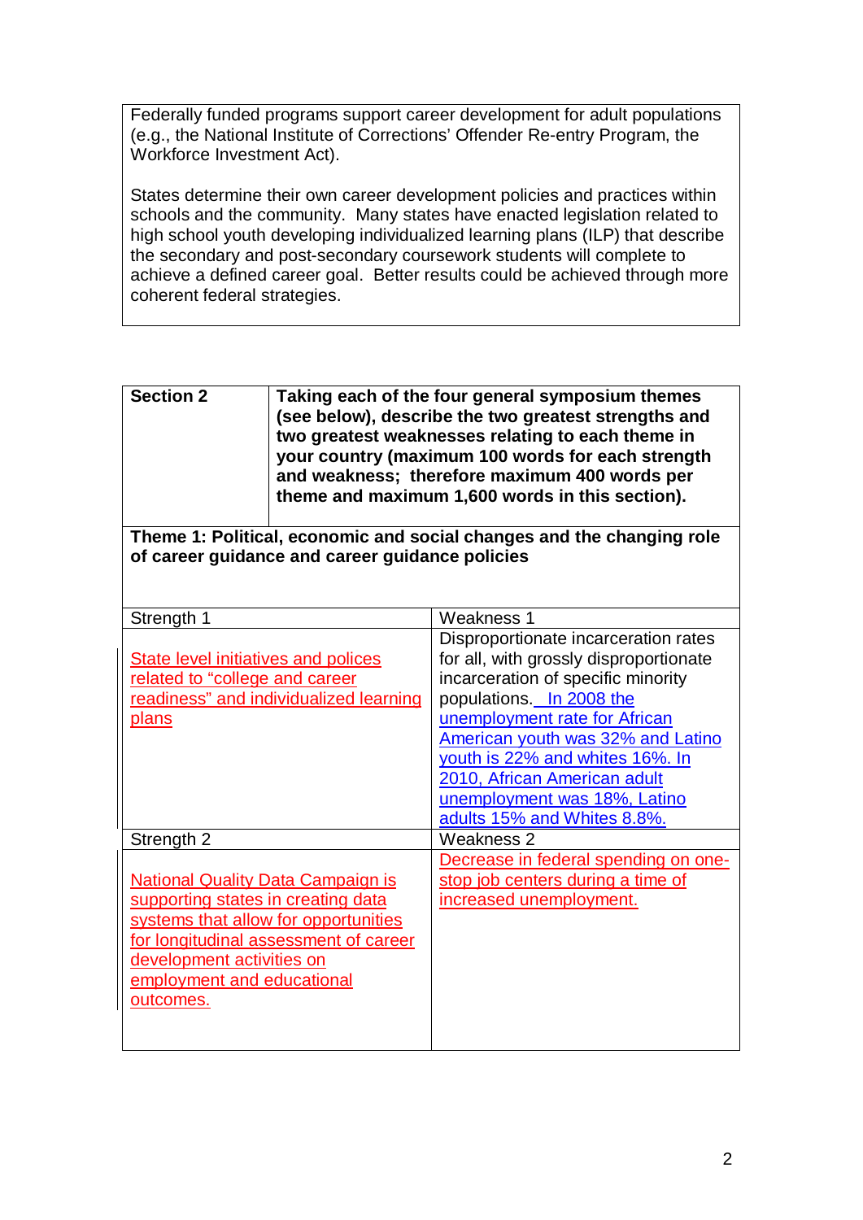Federally funded programs support career development for adult populations (e.g., the National Institute of Corrections' Offender Re-entry Program, the Workforce Investment Act).

States determine their own career development policies and practices within schools and the community. Many states have enacted legislation related to high school youth developing individualized learning plans (ILP) that describe the secondary and post-secondary coursework students will complete to achieve a defined career goal. Better results could be achieved through more coherent federal strategies.

| **Section 2** | **Taking each of the four general symposium themes (see below), describe the two greatest strengths and two greatest weaknesses relating to each theme in your country (maximum 100 words for each strength and weakness; therefore maximum 400 words per theme and maximum 1,600 words in this section).** |
|---|---|

**Theme 1: Political, economic and social changes and the changing role of career guidance and career guidance policies**

| Strength 1 | Weakness 1 |
|---|---|
| State level initiatives and polices related to "college and career readiness" and individualized learning plans | Disproportionate incarceration rates for all, with grossly disproportionate incarceration of specific minority populations. In 2008 the unemployment rate for African American youth was 32% and Latino youth is 22% and whites 16%. In 2010, African American adult unemployment was 18%, Latino adults 15% and Whites 8.8%. |
| **Strength 2** | **Weakness 2** |
| National Quality Data Campaign is supporting states in creating data systems that allow for opportunities for longitudinal assessment of career development activities on employment and educational outcomes. | Decrease in federal spending on one-stop job centers during a time of increased unemployment. |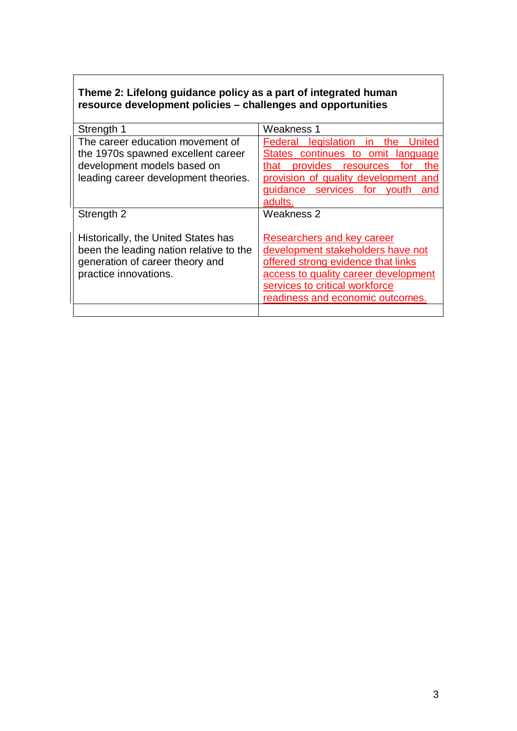| Theme 2: Lifelong guidance policy as a part of integrated human resource development policies – challenges and opportunities | |
|---|---|
| Strength 1 | Weakness 1 |
| The career education movement of the 1970s spawned excellent career development models based on leading career development theories. | Federal legislation in the United States continues to omit language that provides resources for the provision of quality development and guidance services for youth and adults. |
| Strength 2<br><br>Historically, the United States has been the leading nation relative to the generation of career theory and practice innovations. | Weakness 2<br><br>Researchers and key career development stakeholders have not offered strong evidence that links access to quality career development services to critical workforce readiness and economic outcomes. |
| | |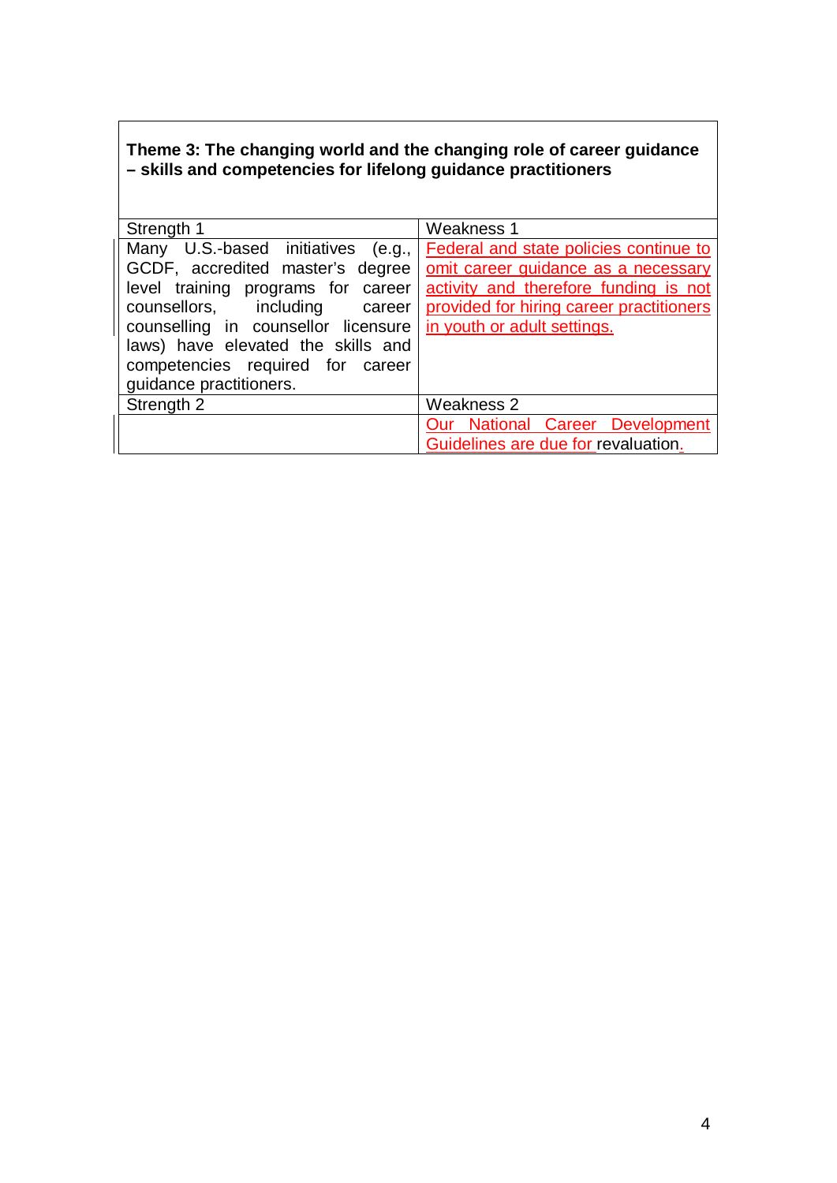| **Theme 3: The changing world and the changing role of career guidance – skills and competencies for lifelong guidance practitioners** | |
|---|---|
| Strength 1 | Weakness 1 |
| Many U.S.-based initiatives (e.g., GCDF, accredited master's degree level training programs for career counsellors, including career counselling in counsellor licensure laws) have elevated the skills and competencies required for career guidance practitioners. | Federal and state policies continue to omit career guidance as a necessary activity and therefore funding is not provided for hiring career practitioners in youth or adult settings. |
| Strength 2 | Weakness 2 |
| | Our National Career Development Guidelines are due for revaluation. |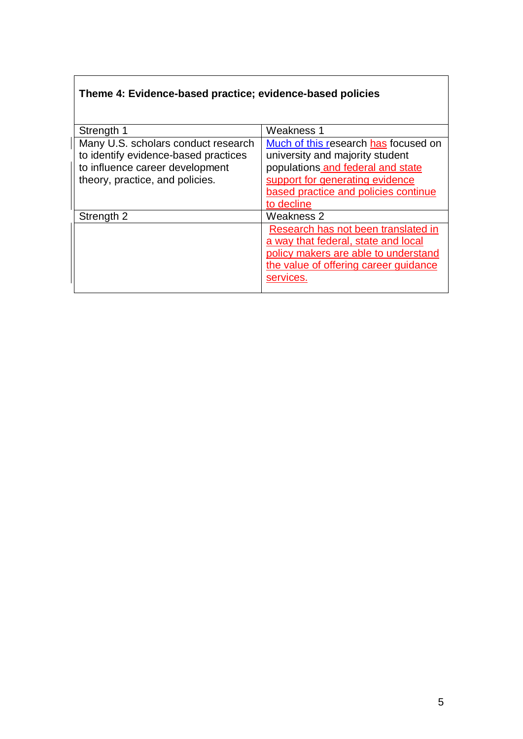| **Theme 4: Evidence-based practice; evidence-based policies** | |
|---|---|
| Strength 1 | Weakness 1 |
| Many U.S. scholars conduct research to identify evidence-based practices to influence career development theory, practice, and policies. | Much of this research has focused on university and majority student populations and federal and state support for generating evidence based practice and policies continue to decline |
| Strength 2 | Weakness 2 |
| | Research has not been translated in a way that federal, state and local policy makers are able to understand the value of offering career guidance services. |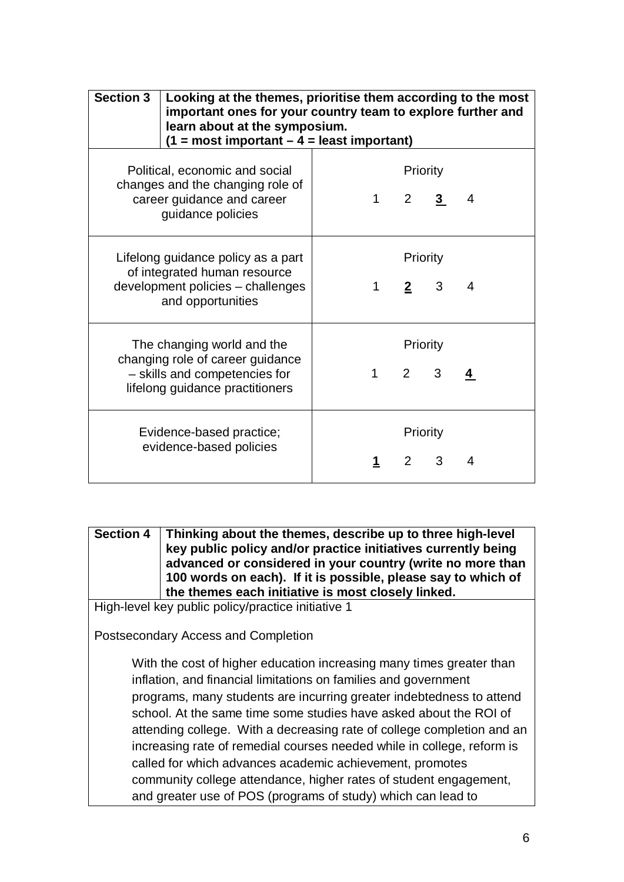| **Section 3** | **Looking at the themes, prioritise them according to the most important ones for your country team to explore further and learn about at the symposium. (1 = most important – 4 = least important)** |
|---|---|
| Political, economic and social changes and the changing role of career guidance and career guidance policies | Priority<br>1 2 **<u>3</u>** 4 |
| Lifelong guidance policy as a part of integrated human resource development policies – challenges and opportunities | Priority<br>1 **<u>2</u>** 3 4 |
| The changing world and the changing role of career guidance – skills and competencies for lifelong guidance practitioners | Priority<br>1 2 3 **<u>4</u>** |
| Evidence-based practice; evidence-based policies | Priority<br>**<u>1</u>** 2 3 4 |

| **Section 4** | **Thinking about the themes, describe up to three high-level key public policy and/or practice initiatives currently being advanced or considered in your country (write no more than 100 words on each). If it is possible, please say to which of the themes each initiative is most closely linked.** |
|---|---|

High-level key public policy/practice initiative 1

Postsecondary Access and Completion

With the cost of higher education increasing many times greater than inflation, and financial limitations on families and government programs, many students are incurring greater indebtedness to attend school. At the same time some studies have asked about the ROI of attending college. With a decreasing rate of college completion and an increasing rate of remedial courses needed while in college, reform is called for which advances academic achievement, promotes community college attendance, higher rates of student engagement, and greater use of POS (programs of study) which can lead to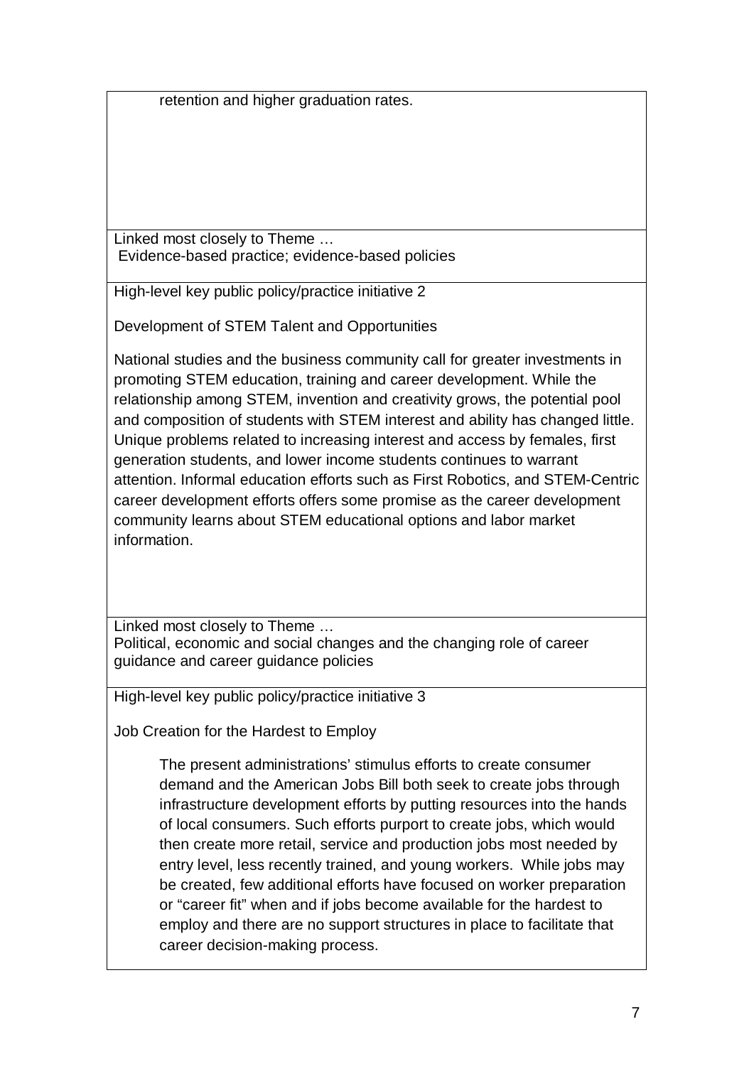retention and higher graduation rates.

Linked most closely to Theme …
Evidence-based practice; evidence-based policies

High-level key public policy/practice initiative 2

Development of STEM Talent and Opportunities

National studies and the business community call for greater investments in promoting STEM education, training and career development. While the relationship among STEM, invention and creativity grows, the potential pool and composition of students with STEM interest and ability has changed little. Unique problems related to increasing interest and access by females, first generation students, and lower income students continues to warrant attention. Informal education efforts such as First Robotics, and STEM-Centric career development efforts offers some promise as the career development community learns about STEM educational options and labor market information.

Linked most closely to Theme …
Political, economic and social changes and the changing role of career guidance and career guidance policies

High-level key public policy/practice initiative 3

Job Creation for the Hardest to Employ

The present administrations' stimulus efforts to create consumer demand and the American Jobs Bill both seek to create jobs through infrastructure development efforts by putting resources into the hands of local consumers. Such efforts purport to create jobs, which would then create more retail, service and production jobs most needed by entry level, less recently trained, and young workers. While jobs may be created, few additional efforts have focused on worker preparation or "career fit" when and if jobs become available for the hardest to employ and there are no support structures in place to facilitate that career decision-making process.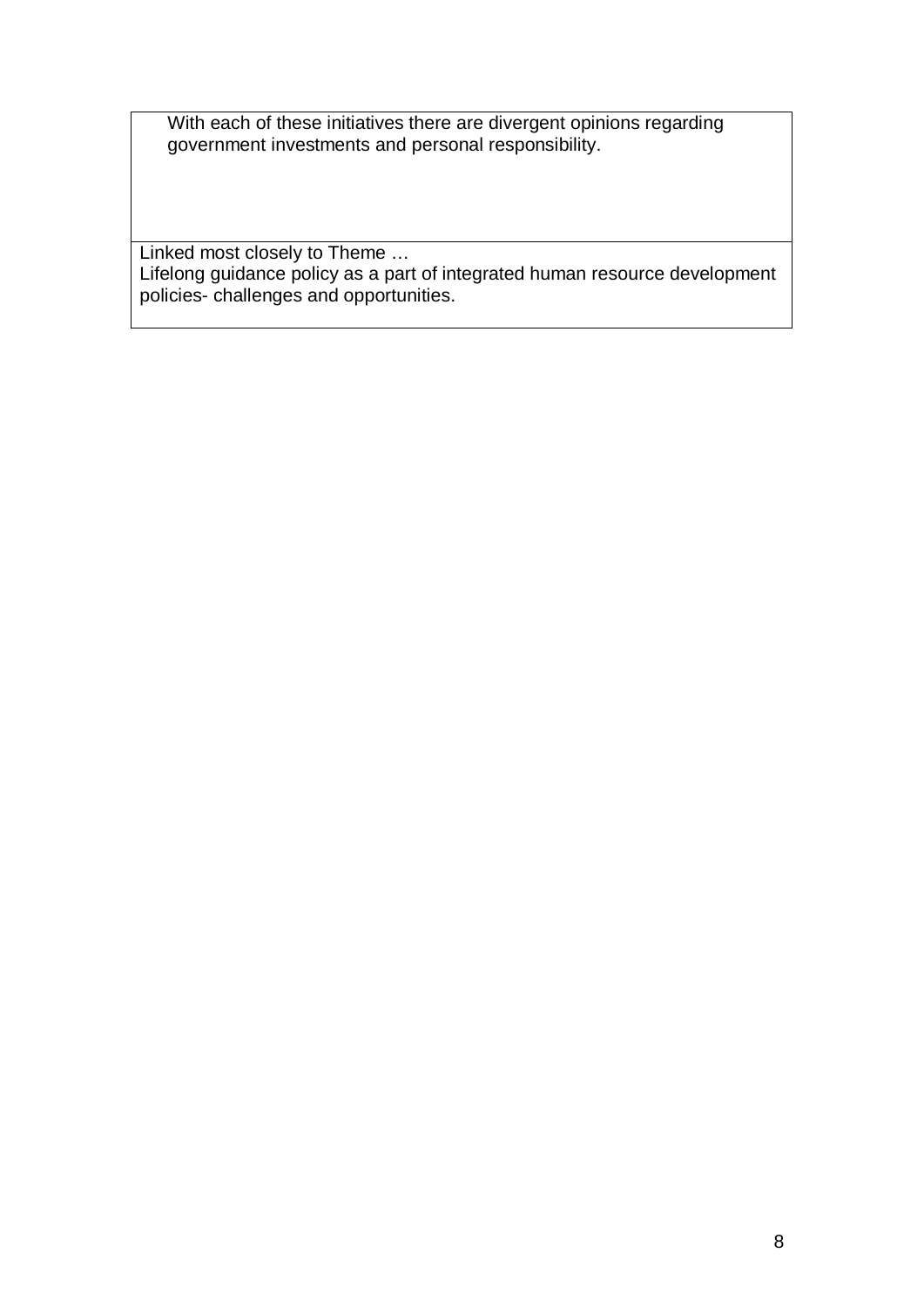With each of these initiatives there are divergent opinions regarding government investments and personal responsibility.

Linked most closely to Theme …
Lifelong guidance policy as a part of integrated human resource development policies- challenges and opportunities.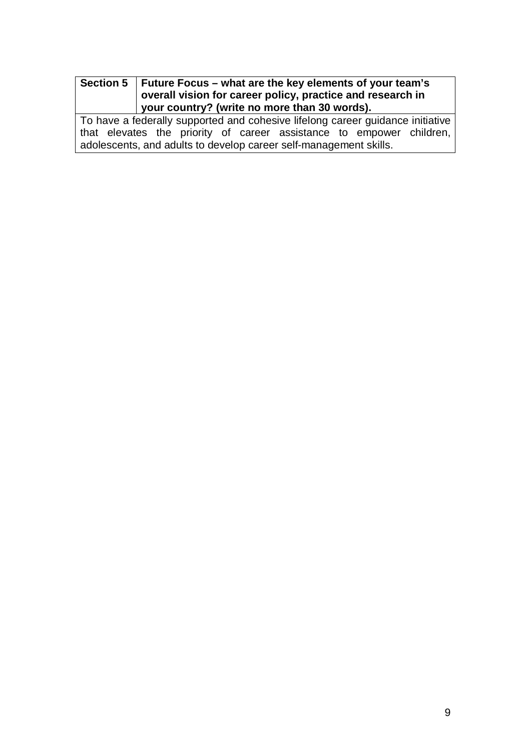| Section 5 | Future Focus – what are the key elements of your team's overall vision for career policy, practice and research in your country? (write no more than 30 words). |
|---|---|
| To have a federally supported and cohesive lifelong career guidance initiative that elevates the priority of career assistance to empower children, adolescents, and adults to develop career self-management skills. | |